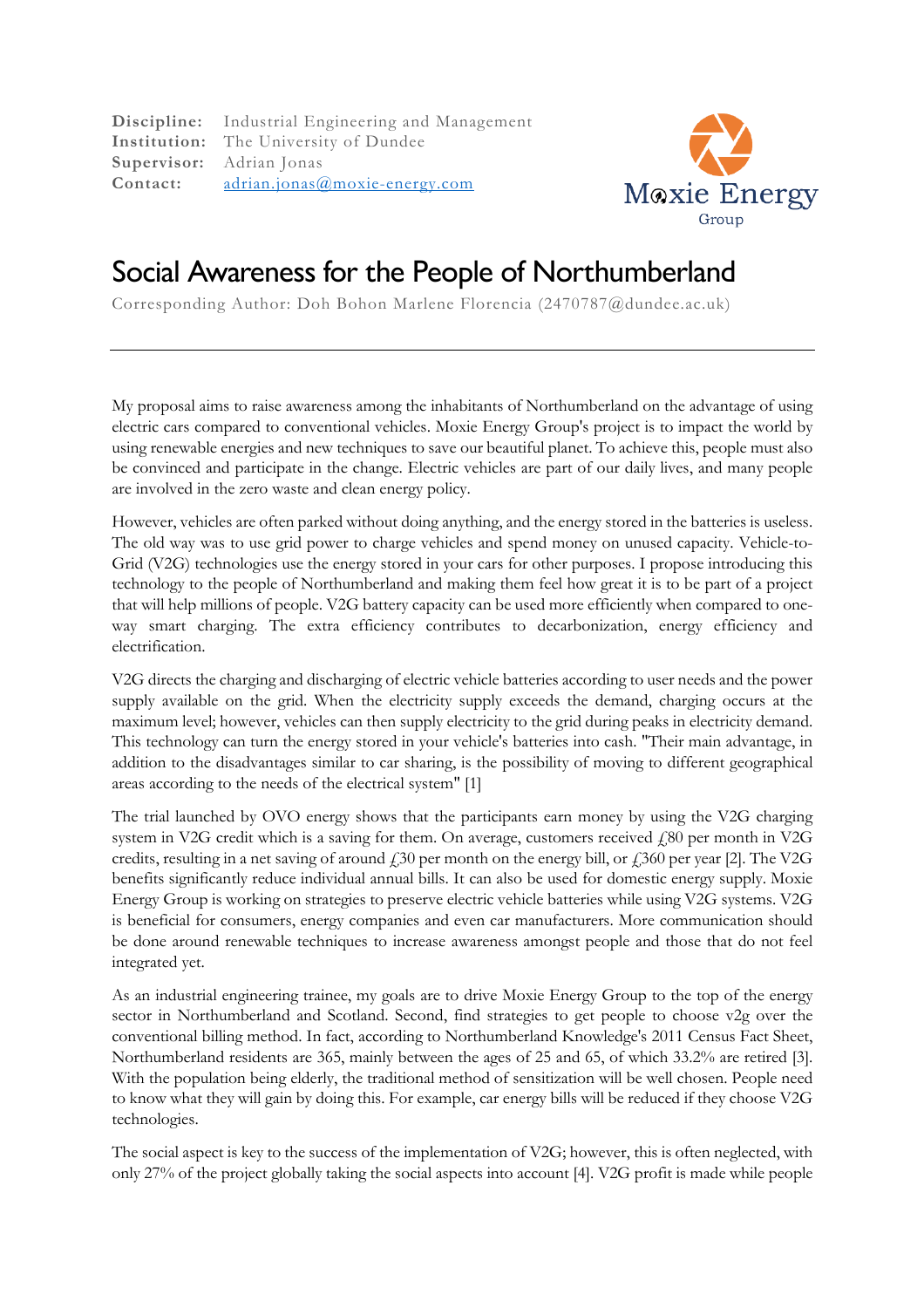**Discipline:** Industrial Engineering and Management
**Institution:** The University of Dundee
**Supervisor:** Adrian Jonas
**Contact:** adrian.jonas@moxie-energy.com

Moxie Energy Group

# Social Awareness for the People of Northumberland

Corresponding Author: Doh Bohon Marlene Florencia (2470787@dundee.ac.uk)

---

My proposal aims to raise awareness among the inhabitants of Northumberland on the advantage of using electric cars compared to conventional vehicles. Moxie Energy Group's project is to impact the world by using renewable energies and new techniques to save our beautiful planet. To achieve this, people must also be convinced and participate in the change. Electric vehicles are part of our daily lives, and many people are involved in the zero waste and clean energy policy.

However, vehicles are often parked without doing anything, and the energy stored in the batteries is useless. The old way was to use grid power to charge vehicles and spend money on unused capacity. Vehicle-to-Grid (V2G) technologies use the energy stored in your cars for other purposes. I propose introducing this technology to the people of Northumberland and making them feel how great it is to be part of a project that will help millions of people. V2G battery capacity can be used more efficiently when compared to one-way smart charging. The extra efficiency contributes to decarbonization, energy efficiency and electrification.

V2G directs the charging and discharging of electric vehicle batteries according to user needs and the power supply available on the grid. When the electricity supply exceeds the demand, charging occurs at the maximum level; however, vehicles can then supply electricity to the grid during peaks in electricity demand. This technology can turn the energy stored in your vehicle's batteries into cash. "Their main advantage, in addition to the disadvantages similar to car sharing, is the possibility of moving to different geographical areas according to the needs of the electrical system" [1]

The trial launched by OVO energy shows that the participants earn money by using the V2G charging system in V2G credit which is a saving for them. On average, customers received £80 per month in V2G credits, resulting in a net saving of around £30 per month on the energy bill, or £360 per year [2]. The V2G benefits significantly reduce individual annual bills. It can also be used for domestic energy supply. Moxie Energy Group is working on strategies to preserve electric vehicle batteries while using V2G systems. V2G is beneficial for consumers, energy companies and even car manufacturers. More communication should be done around renewable techniques to increase awareness amongst people and those that do not feel integrated yet.

As an industrial engineering trainee, my goals are to drive Moxie Energy Group to the top of the energy sector in Northumberland and Scotland. Second, find strategies to get people to choose v2g over the conventional billing method. In fact, according to Northumberland Knowledge's 2011 Census Fact Sheet, Northumberland residents are 365, mainly between the ages of 25 and 65, of which 33.2% are retired [3]. With the population being elderly, the traditional method of sensitization will be well chosen. People need to know what they will gain by doing this. For example, car energy bills will be reduced if they choose V2G technologies.

The social aspect is key to the success of the implementation of V2G; however, this is often neglected, with only 27% of the project globally taking the social aspects into account [4]. V2G profit is made while people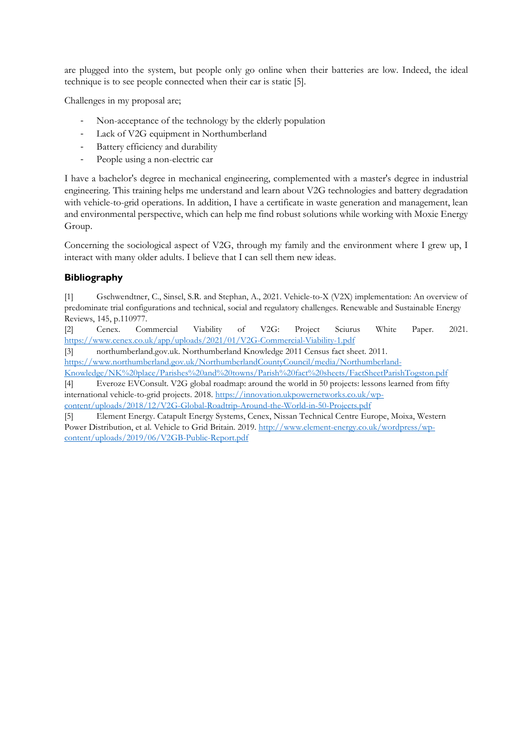are plugged into the system, but people only go online when their batteries are low. Indeed, the ideal technique is to see people connected when their car is static [5].

Challenges in my proposal are;

- Non-acceptance of the technology by the elderly population
- Lack of V2G equipment in Northumberland
- Battery efficiency and durability
- People using a non-electric car

I have a bachelor's degree in mechanical engineering, complemented with a master's degree in industrial engineering. This training helps me understand and learn about V2G technologies and battery degradation with vehicle-to-grid operations. In addition, I have a certificate in waste generation and management, lean and environmental perspective, which can help me find robust solutions while working with Moxie Energy Group.

Concerning the sociological aspect of V2G, through my family and the environment where I grew up, I interact with many older adults. I believe that I can sell them new ideas.

## Bibliography

[1] Gschwendtner, C., Sinsel, S.R. and Stephan, A., 2021. Vehicle-to-X (V2X) implementation: An overview of predominate trial configurations and technical, social and regulatory challenges. Renewable and Sustainable Energy Reviews, 145, p.110977.

[2] Cenex. Commercial Viability of V2G: Project Sciurus White Paper. 2021. https://www.cenex.co.uk/app/uploads/2021/01/V2G-Commercial-Viability-1.pdf

[3] northumberland.gov.uk. Northumberland Knowledge 2011 Census fact sheet. 2011. https://www.northumberland.gov.uk/NorthumberlandCountyCouncil/media/Northumberland-Knowledge/NK%20place/Parishes%20and%20towns/Parish%20fact%20sheets/FactSheetParishTogston.pdf

[4] Everoze EVConsult. V2G global roadmap: around the world in 50 projects: lessons learned from fifty international vehicle-to-grid projects. 2018. https://innovation.ukpowernetworks.co.uk/wp-content/uploads/2018/12/V2G-Global-Roadtrip-Around-the-World-in-50-Projects.pdf

[5] Element Energy. Catapult Energy Systems, Cenex, Nissan Technical Centre Europe, Moixa, Western Power Distribution, et al. Vehicle to Grid Britain. 2019. http://www.element-energy.co.uk/wordpress/wp-content/uploads/2019/06/V2GB-Public-Report.pdf